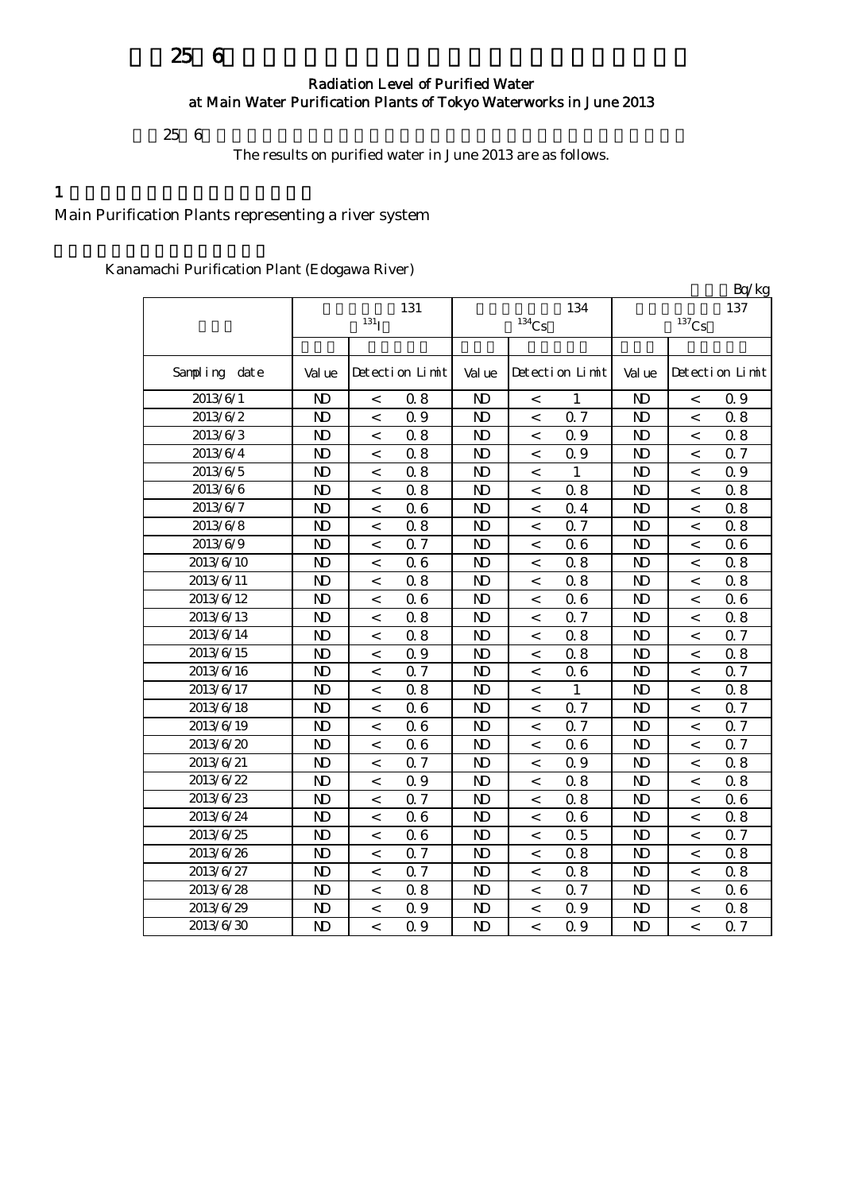# 25 6

## Radiation Level of Purified Water at Main Water Purification Plants of Tokyo Waterworks in June 2013

25 6

The results on purified water in June 2013 are as follows.

1

Main Purification Plants representing a river system

Kanamachi Purification Plant (Edogawa River)

Bq/kg

| | 131 $^{131}I$ | | | 134 $^{134}Cs$ | | | 137 $^{137}Cs$ | | |
|---|---|---|---|---|---|---|---|---|---|
| Sampling date | Value | Detection Limit | | Value | Detection Limit | | Value | Detection Limit | |
| 2013/6/1 | ND | < | 0.8 | ND | < | 1 | ND | < | 0.9 |
| 2013/6/2 | ND | < | 0.9 | ND | < | 0.7 | ND | < | 0.8 |
| 2013/6/3 | ND | < | 0.8 | ND | < | 0.9 | ND | < | 0.8 |
| 2013/6/4 | ND | < | 0.8 | ND | < | 0.9 | ND | < | 0.7 |
| 2013/6/5 | ND | < | 0.8 | ND | < | 1 | ND | < | 0.9 |
| 2013/6/6 | ND | < | 0.8 | ND | < | 0.8 | ND | < | 0.8 |
| 2013/6/7 | ND | < | 0.6 | ND | < | 0.4 | ND | < | 0.8 |
| 2013/6/8 | ND | < | 0.8 | ND | < | 0.7 | ND | < | 0.8 |
| 2013/6/9 | ND | < | 0.7 | ND | < | 0.6 | ND | < | 0.6 |
| 2013/6/10 | ND | < | 0.6 | ND | < | 0.8 | ND | < | 0.8 |
| 2013/6/11 | ND | < | 0.8 | ND | < | 0.8 | ND | < | 0.8 |
| 2013/6/12 | ND | < | 0.6 | ND | < | 0.6 | ND | < | 0.6 |
| 2013/6/13 | ND | < | 0.8 | ND | < | 0.7 | ND | < | 0.8 |
| 2013/6/14 | ND | < | 0.8 | ND | < | 0.8 | ND | < | 0.7 |
| 2013/6/15 | ND | < | 0.9 | ND | < | 0.8 | ND | < | 0.8 |
| 2013/6/16 | ND | < | 0.7 | ND | < | 0.6 | ND | < | 0.7 |
| 2013/6/17 | ND | < | 0.8 | ND | < | 1 | ND | < | 0.8 |
| 2013/6/18 | ND | < | 0.6 | ND | < | 0.7 | ND | < | 0.7 |
| 2013/6/19 | ND | < | 0.6 | ND | < | 0.7 | ND | < | 0.7 |
| 2013/6/20 | ND | < | 0.6 | ND | < | 0.6 | ND | < | 0.7 |
| 2013/6/21 | ND | < | 0.7 | ND | < | 0.9 | ND | < | 0.8 |
| 2013/6/22 | ND | < | 0.9 | ND | < | 0.8 | ND | < | 0.8 |
| 2013/6/23 | ND | < | 0.7 | ND | < | 0.8 | ND | < | 0.6 |
| 2013/6/24 | ND | < | 0.6 | ND | < | 0.6 | ND | < | 0.8 |
| 2013/6/25 | ND | < | 0.6 | ND | < | 0.5 | ND | < | 0.7 |
| 2013/6/26 | ND | < | 0.7 | ND | < | 0.8 | ND | < | 0.8 |
| 2013/6/27 | ND | < | 0.7 | ND | < | 0.8 | ND | < | 0.8 |
| 2013/6/28 | ND | < | 0.8 | ND | < | 0.7 | ND | < | 0.6 |
| 2013/6/29 | ND | < | 0.9 | ND | < | 0.9 | ND | < | 0.8 |
| 2013/6/30 | ND | < | 0.9 | ND | < | 0.9 | ND | < | 0.7 |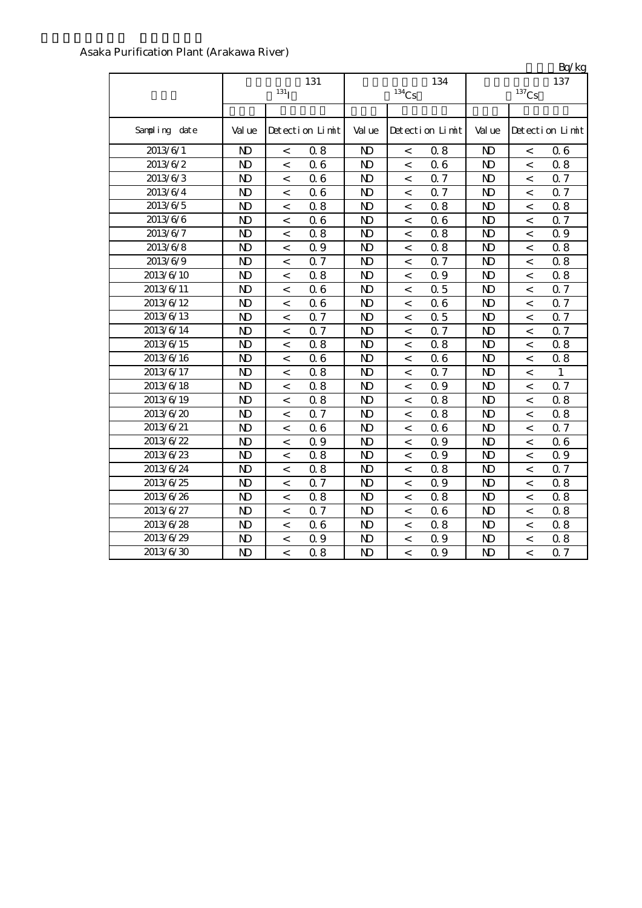Asaka Purification Plant (Arakawa River)

Bq/kg

| | 131 $^{131}I$ | | | 134 $^{134}Cs$ | | | 137 $^{137}Cs$ | | |
|---|---|---|---|---|---|---|---|---|---|
| Sampling date | Value | Detection Limit | | Value | Detection Limit | | Value | Detection Limit | |
| 2013/6/1 | ND | < | 0.8 | ND | < | 0.8 | ND | < | 0.6 |
| 2013/6/2 | ND | < | 0.6 | ND | < | 0.6 | ND | < | 0.8 |
| 2013/6/3 | ND | < | 0.6 | ND | < | 0.7 | ND | < | 0.7 |
| 2013/6/4 | ND | < | 0.6 | ND | < | 0.7 | ND | < | 0.7 |
| 2013/6/5 | ND | < | 0.8 | ND | < | 0.8 | ND | < | 0.8 |
| 2013/6/6 | ND | < | 0.6 | ND | < | 0.6 | ND | < | 0.7 |
| 2013/6/7 | ND | < | 0.8 | ND | < | 0.8 | ND | < | 0.9 |
| 2013/6/8 | ND | < | 0.9 | ND | < | 0.8 | ND | < | 0.8 |
| 2013/6/9 | ND | < | 0.7 | ND | < | 0.7 | ND | < | 0.8 |
| 2013/6/10 | ND | < | 0.8 | ND | < | 0.9 | ND | < | 0.8 |
| 2013/6/11 | ND | < | 0.6 | ND | < | 0.5 | ND | < | 0.7 |
| 2013/6/12 | ND | < | 0.6 | ND | < | 0.6 | ND | < | 0.7 |
| 2013/6/13 | ND | < | 0.7 | ND | < | 0.5 | ND | < | 0.7 |
| 2013/6/14 | ND | < | 0.7 | ND | < | 0.7 | ND | < | 0.7 |
| 2013/6/15 | ND | < | 0.8 | ND | < | 0.8 | ND | < | 0.8 |
| 2013/6/16 | ND | < | 0.6 | ND | < | 0.6 | ND | < | 0.8 |
| 2013/6/17 | ND | < | 0.8 | ND | < | 0.7 | ND | < | 1 |
| 2013/6/18 | ND | < | 0.8 | ND | < | 0.9 | ND | < | 0.7 |
| 2013/6/19 | ND | < | 0.8 | ND | < | 0.8 | ND | < | 0.8 |
| 2013/6/20 | ND | < | 0.7 | ND | < | 0.8 | ND | < | 0.8 |
| 2013/6/21 | ND | < | 0.6 | ND | < | 0.6 | ND | < | 0.7 |
| 2013/6/22 | ND | < | 0.9 | ND | < | 0.9 | ND | < | 0.6 |
| 2013/6/23 | ND | < | 0.8 | ND | < | 0.9 | ND | < | 0.9 |
| 2013/6/24 | ND | < | 0.8 | ND | < | 0.8 | ND | < | 0.7 |
| 2013/6/25 | ND | < | 0.7 | ND | < | 0.9 | ND | < | 0.8 |
| 2013/6/26 | ND | < | 0.8 | ND | < | 0.8 | ND | < | 0.8 |
| 2013/6/27 | ND | < | 0.7 | ND | < | 0.6 | ND | < | 0.8 |
| 2013/6/28 | ND | < | 0.6 | ND | < | 0.8 | ND | < | 0.8 |
| 2013/6/29 | ND | < | 0.9 | ND | < | 0.9 | ND | < | 0.8 |
| 2013/6/30 | ND | < | 0.8 | ND | < | 0.9 | ND | < | 0.7 |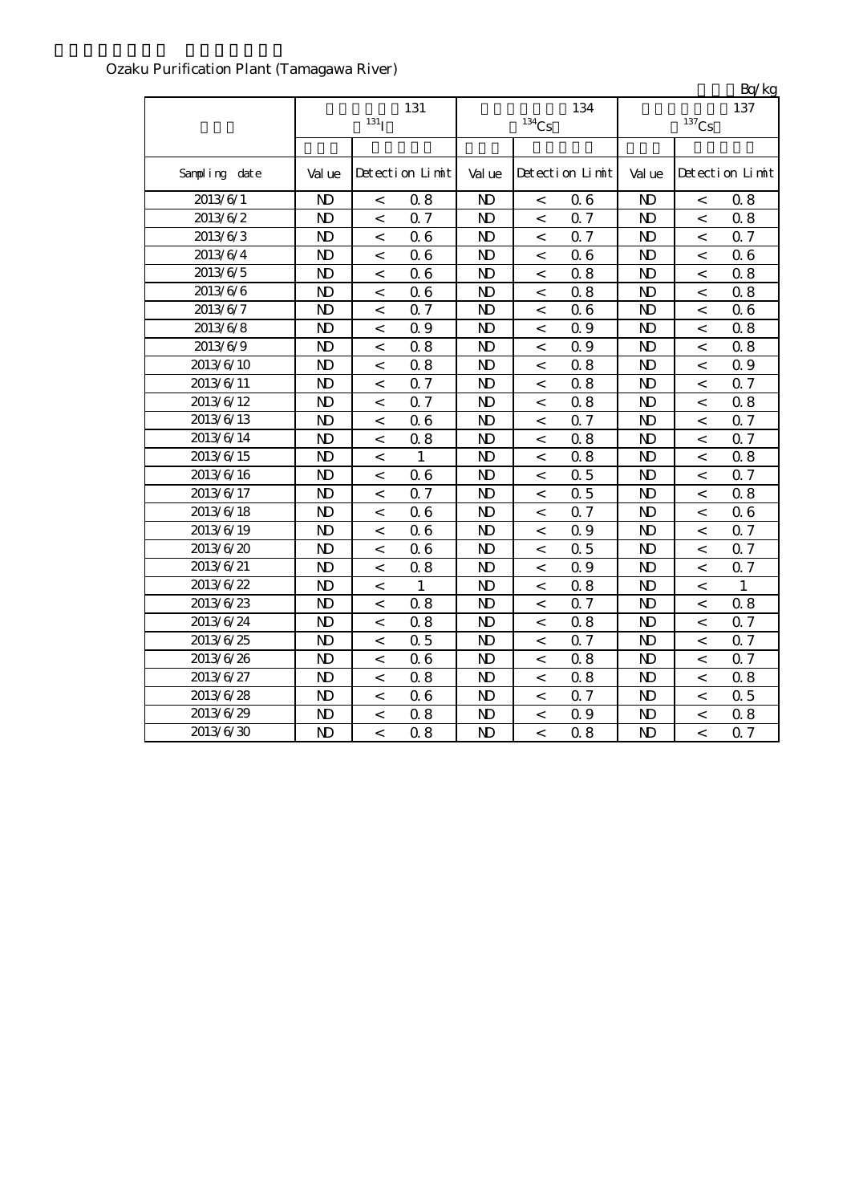Ozaku Purification Plant (Tamagawa River)

Bq/kg

| | 131 $^{131}$I | | | 134 $^{134}$Cs | | | 137 $^{137}$Cs | | |
|---|---|---|---|---|---|---|---|---|---|
| Sampling date | Value | Detection Limit | | Value | Detection Limit | | Value | Detection Limit | |
| 2013/6/1 | ND | < | 0.8 | ND | < | 0.6 | ND | < | 0.8 |
| 2013/6/2 | ND | < | 0.7 | ND | < | 0.7 | ND | < | 0.8 |
| 2013/6/3 | ND | < | 0.6 | ND | < | 0.7 | ND | < | 0.7 |
| 2013/6/4 | ND | < | 0.6 | ND | < | 0.6 | ND | < | 0.6 |
| 2013/6/5 | ND | < | 0.6 | ND | < | 0.8 | ND | < | 0.8 |
| 2013/6/6 | ND | < | 0.6 | ND | < | 0.8 | ND | < | 0.8 |
| 2013/6/7 | ND | < | 0.7 | ND | < | 0.6 | ND | < | 0.6 |
| 2013/6/8 | ND | < | 0.9 | ND | < | 0.9 | ND | < | 0.8 |
| 2013/6/9 | ND | < | 0.8 | ND | < | 0.9 | ND | < | 0.8 |
| 2013/6/10 | ND | < | 0.8 | ND | < | 0.8 | ND | < | 0.9 |
| 2013/6/11 | ND | < | 0.7 | ND | < | 0.8 | ND | < | 0.7 |
| 2013/6/12 | ND | < | 0.7 | ND | < | 0.8 | ND | < | 0.8 |
| 2013/6/13 | ND | < | 0.6 | ND | < | 0.7 | ND | < | 0.7 |
| 2013/6/14 | ND | < | 0.8 | ND | < | 0.8 | ND | < | 0.7 |
| 2013/6/15 | ND | < | 1 | ND | < | 0.8 | ND | < | 0.8 |
| 2013/6/16 | ND | < | 0.6 | ND | < | 0.5 | ND | < | 0.7 |
| 2013/6/17 | ND | < | 0.7 | ND | < | 0.5 | ND | < | 0.8 |
| 2013/6/18 | ND | < | 0.6 | ND | < | 0.7 | ND | < | 0.6 |
| 2013/6/19 | ND | < | 0.6 | ND | < | 0.9 | ND | < | 0.7 |
| 2013/6/20 | ND | < | 0.6 | ND | < | 0.5 | ND | < | 0.7 |
| 2013/6/21 | ND | < | 0.8 | ND | < | 0.9 | ND | < | 0.7 |
| 2013/6/22 | ND | < | 1 | ND | < | 0.8 | ND | < | 1 |
| 2013/6/23 | ND | < | 0.8 | ND | < | 0.7 | ND | < | 0.8 |
| 2013/6/24 | ND | < | 0.8 | ND | < | 0.8 | ND | < | 0.7 |
| 2013/6/25 | ND | < | 0.5 | ND | < | 0.7 | ND | < | 0.7 |
| 2013/6/26 | ND | < | 0.6 | ND | < | 0.8 | ND | < | 0.7 |
| 2013/6/27 | ND | < | 0.8 | ND | < | 0.8 | ND | < | 0.8 |
| 2013/6/28 | ND | < | 0.6 | ND | < | 0.7 | ND | < | 0.5 |
| 2013/6/29 | ND | < | 0.8 | ND | < | 0.9 | ND | < | 0.8 |
| 2013/6/30 | ND | < | 0.8 | ND | < | 0.8 | ND | < | 0.7 |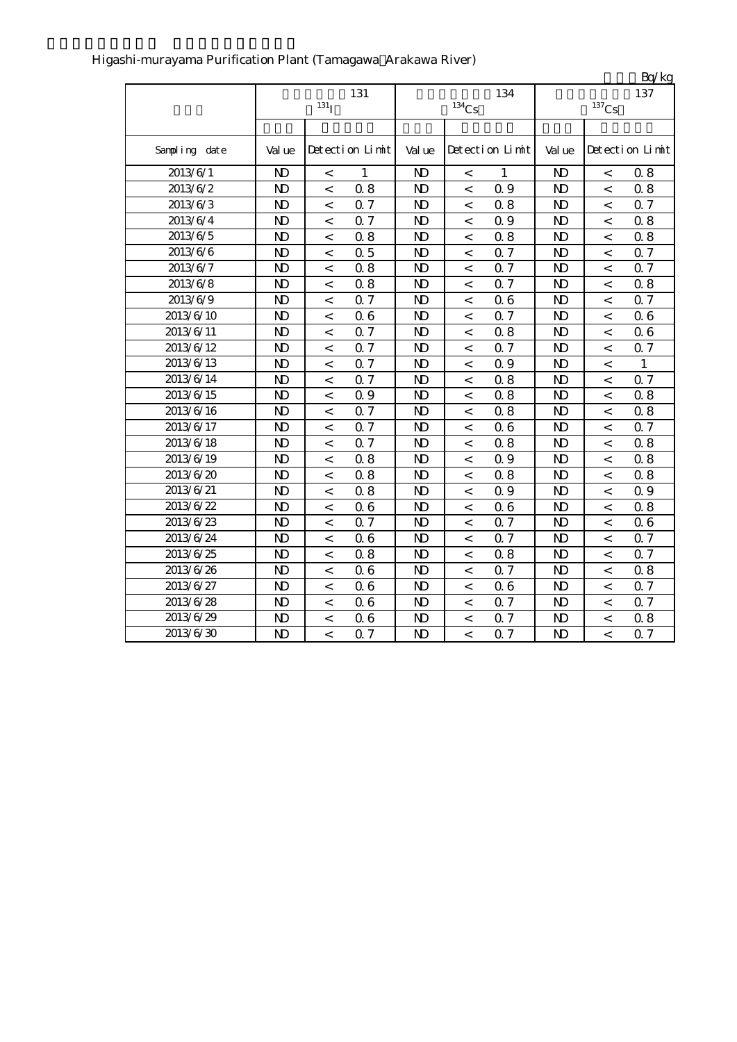Higashi-murayama Purification Plant (Tamagawa Arakawa River)

Bq/kg

| | 131 $^{131}I$ | | | 134 $^{134}Cs$ | | | 137 $^{137}Cs$ | | |
|---|---|---|---|---|---|---|---|---|---|
| Sampling date | Value | Detection Limit | | Value | Detection Limit | | Value | Detection Limit | |
| 2013/6/1 | ND | < | 1 | ND | < | 1 | ND | < | 0.8 |
| 2013/6/2 | ND | < | 0.8 | ND | < | 0.9 | ND | < | 0.8 |
| 2013/6/3 | ND | < | 0.7 | ND | < | 0.8 | ND | < | 0.7 |
| 2013/6/4 | ND | < | 0.7 | ND | < | 0.9 | ND | < | 0.8 |
| 2013/6/5 | ND | < | 0.8 | ND | < | 0.8 | ND | < | 0.8 |
| 2013/6/6 | ND | < | 0.5 | ND | < | 0.7 | ND | < | 0.7 |
| 2013/6/7 | ND | < | 0.8 | ND | < | 0.7 | ND | < | 0.7 |
| 2013/6/8 | ND | < | 0.8 | ND | < | 0.7 | ND | < | 0.8 |
| 2013/6/9 | ND | < | 0.7 | ND | < | 0.6 | ND | < | 0.7 |
| 2013/6/10 | ND | < | 0.6 | ND | < | 0.7 | ND | < | 0.6 |
| 2013/6/11 | ND | < | 0.7 | ND | < | 0.8 | ND | < | 0.6 |
| 2013/6/12 | ND | < | 0.7 | ND | < | 0.7 | ND | < | 0.7 |
| 2013/6/13 | ND | < | 0.7 | ND | < | 0.9 | ND | < | 1 |
| 2013/6/14 | ND | < | 0.7 | ND | < | 0.8 | ND | < | 0.7 |
| 2013/6/15 | ND | < | 0.9 | ND | < | 0.8 | ND | < | 0.8 |
| 2013/6/16 | ND | < | 0.7 | ND | < | 0.8 | ND | < | 0.8 |
| 2013/6/17 | ND | < | 0.7 | ND | < | 0.6 | ND | < | 0.7 |
| 2013/6/18 | ND | < | 0.7 | ND | < | 0.8 | ND | < | 0.8 |
| 2013/6/19 | ND | < | 0.8 | ND | < | 0.9 | ND | < | 0.8 |
| 2013/6/20 | ND | < | 0.8 | ND | < | 0.8 | ND | < | 0.8 |
| 2013/6/21 | ND | < | 0.8 | ND | < | 0.9 | ND | < | 0.9 |
| 2013/6/22 | ND | < | 0.6 | ND | < | 0.6 | ND | < | 0.8 |
| 2013/6/23 | ND | < | 0.7 | ND | < | 0.7 | ND | < | 0.6 |
| 2013/6/24 | ND | < | 0.6 | ND | < | 0.7 | ND | < | 0.7 |
| 2013/6/25 | ND | < | 0.8 | ND | < | 0.8 | ND | < | 0.7 |
| 2013/6/26 | ND | < | 0.6 | ND | < | 0.7 | ND | < | 0.8 |
| 2013/6/27 | ND | < | 0.6 | ND | < | 0.6 | ND | < | 0.7 |
| 2013/6/28 | ND | < | 0.6 | ND | < | 0.7 | ND | < | 0.7 |
| 2013/6/29 | ND | < | 0.6 | ND | < | 0.7 | ND | < | 0.8 |
| 2013/6/30 | ND | < | 0.7 | ND | < | 0.7 | ND | < | 0.7 |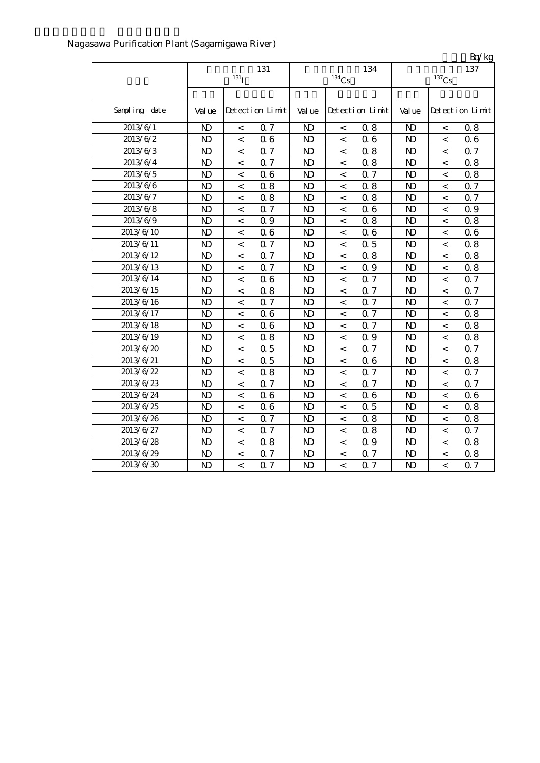Nagasawa Purification Plant (Sagamigawa River)

Bq/kg

| | 131 $^{131}I$ | | | 134 $^{134}Cs$ | | | 137 $^{137}Cs$ | | |
|---|---|---|---|---|---|---|---|---|---|
| Sampling date | Value | Detection Limit | | Value | Detection Limit | | Value | Detection Limit | |
| 2013/6/1 | ND | < | 0.7 | ND | < | 0.8 | ND | < | 0.8 |
| 2013/6/2 | ND | < | 0.6 | ND | < | 0.6 | ND | < | 0.6 |
| 2013/6/3 | ND | < | 0.7 | ND | < | 0.8 | ND | < | 0.7 |
| 2013/6/4 | ND | < | 0.7 | ND | < | 0.8 | ND | < | 0.8 |
| 2013/6/5 | ND | < | 0.6 | ND | < | 0.7 | ND | < | 0.8 |
| 2013/6/6 | ND | < | 0.8 | ND | < | 0.8 | ND | < | 0.7 |
| 2013/6/7 | ND | < | 0.8 | ND | < | 0.8 | ND | < | 0.7 |
| 2013/6/8 | ND | < | 0.7 | ND | < | 0.6 | ND | < | 0.9 |
| 2013/6/9 | ND | < | 0.9 | ND | < | 0.8 | ND | < | 0.8 |
| 2013/6/10 | ND | < | 0.6 | ND | < | 0.6 | ND | < | 0.6 |
| 2013/6/11 | ND | < | 0.7 | ND | < | 0.5 | ND | < | 0.8 |
| 2013/6/12 | ND | < | 0.7 | ND | < | 0.8 | ND | < | 0.8 |
| 2013/6/13 | ND | < | 0.7 | ND | < | 0.9 | ND | < | 0.8 |
| 2013/6/14 | ND | < | 0.6 | ND | < | 0.7 | ND | < | 0.7 |
| 2013/6/15 | ND | < | 0.8 | ND | < | 0.7 | ND | < | 0.7 |
| 2013/6/16 | ND | < | 0.7 | ND | < | 0.7 | ND | < | 0.7 |
| 2013/6/17 | ND | < | 0.6 | ND | < | 0.7 | ND | < | 0.8 |
| 2013/6/18 | ND | < | 0.6 | ND | < | 0.7 | ND | < | 0.8 |
| 2013/6/19 | ND | < | 0.8 | ND | < | 0.9 | ND | < | 0.8 |
| 2013/6/20 | ND | < | 0.5 | ND | < | 0.7 | ND | < | 0.7 |
| 2013/6/21 | ND | < | 0.5 | ND | < | 0.6 | ND | < | 0.8 |
| 2013/6/22 | ND | < | 0.8 | ND | < | 0.7 | ND | < | 0.7 |
| 2013/6/23 | ND | < | 0.7 | ND | < | 0.7 | ND | < | 0.7 |
| 2013/6/24 | ND | < | 0.6 | ND | < | 0.6 | ND | < | 0.6 |
| 2013/6/25 | ND | < | 0.6 | ND | < | 0.5 | ND | < | 0.8 |
| 2013/6/26 | ND | < | 0.7 | ND | < | 0.8 | ND | < | 0.8 |
| 2013/6/27 | ND | < | 0.7 | ND | < | 0.8 | ND | < | 0.7 |
| 2013/6/28 | ND | < | 0.8 | ND | < | 0.9 | ND | < | 0.8 |
| 2013/6/29 | ND | < | 0.7 | ND | < | 0.7 | ND | < | 0.8 |
| 2013/6/30 | ND | < | 0.7 | ND | < | 0.7 | ND | < | 0.7 |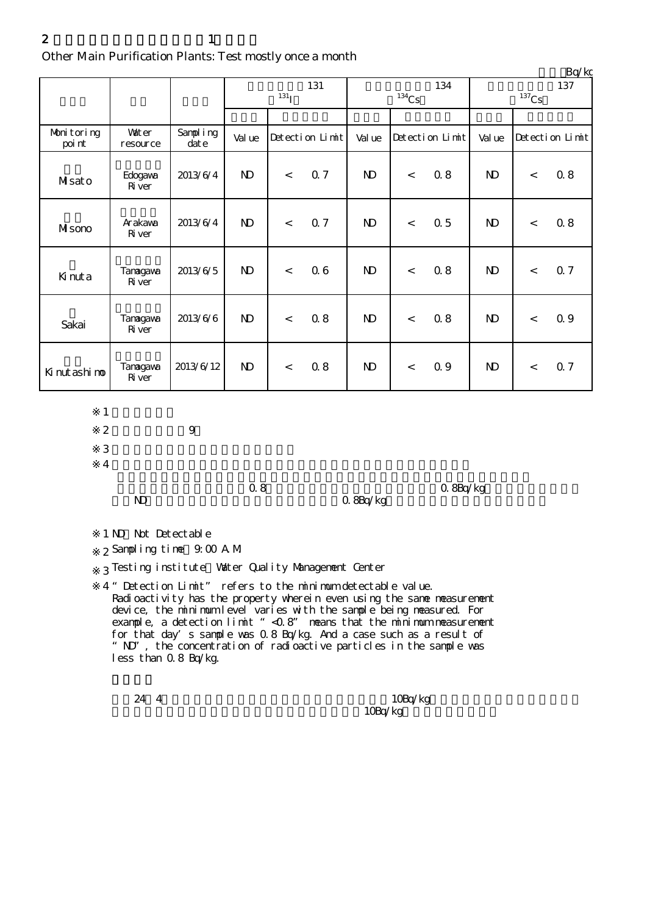2 1

Other Main Purification Plants: Test mostly once a month

Bq/kg

| | | | 131 $^{131}$I | | | 134 $^{134}$Cs | | | 137 $^{137}$Cs | | |
|---|---|---|---|---|---|---|---|---|---|---|---|
| Monitoring point | Water resource | Sampling date | Value | Detection Limit | | Value | Detection Limit | | Value | Detection Limit | |
| Misato | Edogawa River | 2013/6/4 | ND | < | 0.7 | ND | < | 0.8 | ND | < | 0.8 |
| Misono | Arakawa River | 2013/6/4 | ND | < | 0.7 | ND | < | 0.5 | ND | < | 0.8 |
| Kinuta | Tamagawa River | 2013/6/5 | ND | < | 0.6 | ND | < | 0.8 | ND | < | 0.7 |
| Sakai | Tamagawa River | 2013/6/6 | ND | < | 0.8 | ND | < | 0.8 | ND | < | 0.9 |
| Kinutashimo | Tamagawa River | 2013/6/12 | ND | < | 0.8 | ND | < | 0.9 | ND | < | 0.7 |

※1

※2 9

※3

※4

0.8 0.8Bq/kg

ND 0.8Bq/kg

※1 ND Not Detectable

※2 Sampling time 9:00 A.M.

※3 Testing institute Water Quality Management Center

※4 "Detection Limit" refers to the minimum detectable value. Radioactivity has the property wherein even using the same measurement device, the minimum level varies with the sample being measured. For example, a detection limit "<0.8" means that the minimum measurement for that day's sample was 0.8 Bq/kg. And a case such as a result of "ND", the concentration of radioactive particles in the sample was less than 0.8 Bq/kg.

24 4 10Bq/kg

10Bq/kg